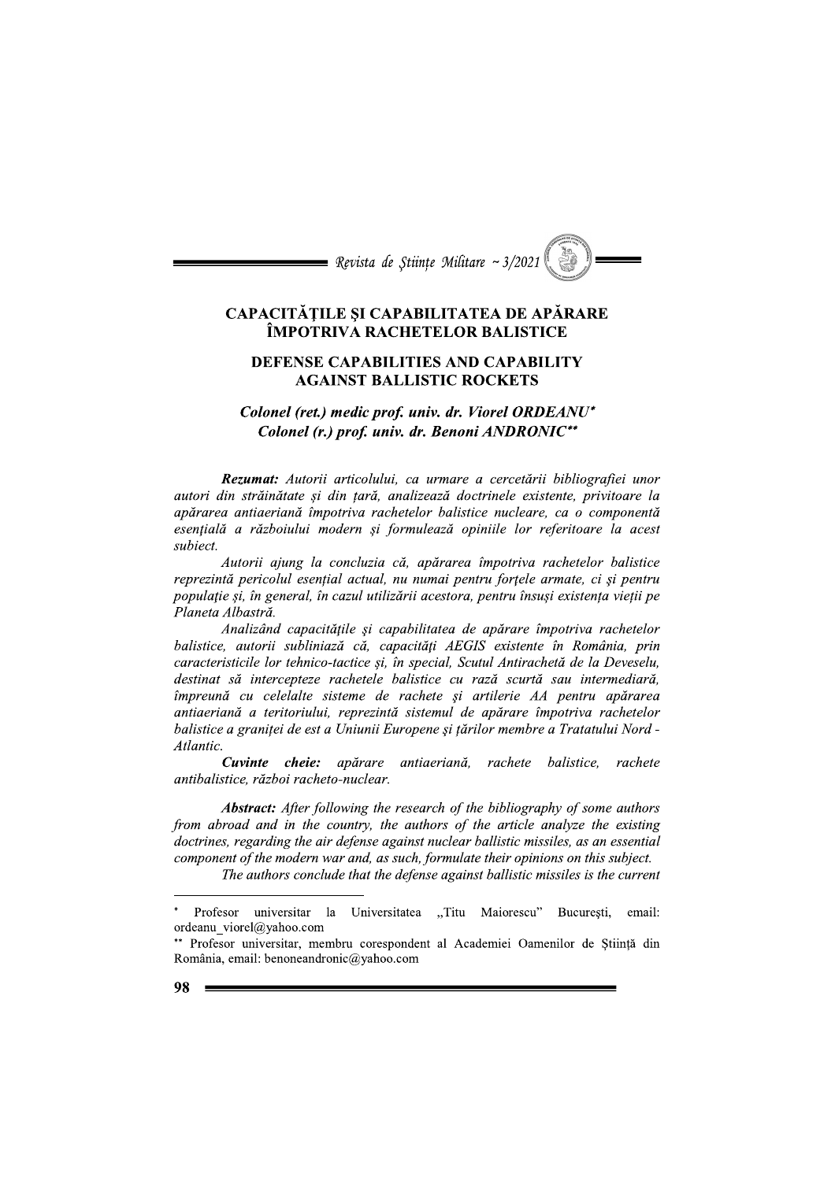# CAPACITĂȚILE ȘI CAPABILITATEA DE APĂRARE ÎMPOTRIVA RACHETELOR BALISTICE

## DEFENSE CAPABILITIES AND CAPABILITY AGAINST BALLISTIC ROCKETS

***Colonel (ret.) medic prof. univ. dr. Viorel ORDEANU*\****
***Colonel (r.) prof. univ. dr. Benoni ANDRONIC\*\****

***Rezumat:*** *Autorii articolului, ca urmare a cercetării bibliografiei unor autori din străinătate și din țară, analizează doctrinele existente, privitoare la apărarea antiaeriană împotriva rachetelor balistice nucleare, ca o componentă esențială a războiului modern și formulează opiniile lor referitoare la acest subiect.*

*Autorii ajung la concluzia că, apărarea împotriva rachetelor balistice reprezintă pericolul esențial actual, nu numai pentru forțele armate, ci și pentru populație și, în general, în cazul utilizării acestora, pentru însuși existența vieții pe Planeta Albastră.*

*Analizând capacitățile și capabilitatea de apărare împotriva rachetelor balistice, autorii subliniază că, capacități AEGIS existente în România, prin caracteristicile lor tehnico-tactice și, în special, Scutul Antirachetă de la Deveselu, destinat să intercepteze rachetele balistice cu rază scurtă sau intermediară, împreună cu celelalte sisteme de rachete și artilerie AA pentru apărarea antiaeriană a teritoriului, reprezintă sistemul de apărare împotriva rachetelor balistice a graniței de est a Uniunii Europene și țărilor membre a Tratatului Nord - Atlantic.*

***Cuvinte cheie:*** *apărare antiaeriană, rachete balistice, rachete antibalistice, război racheto-nuclear.*

***Abstract:*** *After following the research of the bibliography of some authors from abroad and in the country, the authors of the article analyze the existing doctrines, regarding the air defense against nuclear ballistic missiles, as an essential component of the modern war and, as such, formulate their opinions on this subject.*

*The authors conclude that the defense against ballistic missiles is the current*

---

\* Profesor universitar la Universitatea „Titu Maiorescu" București, email: ordeanu_viorel@yahoo.com

\*\* Profesor universitar, membru corespondent al Academiei Oamenilor de Știință din România, email: benoneandronic@yahoo.com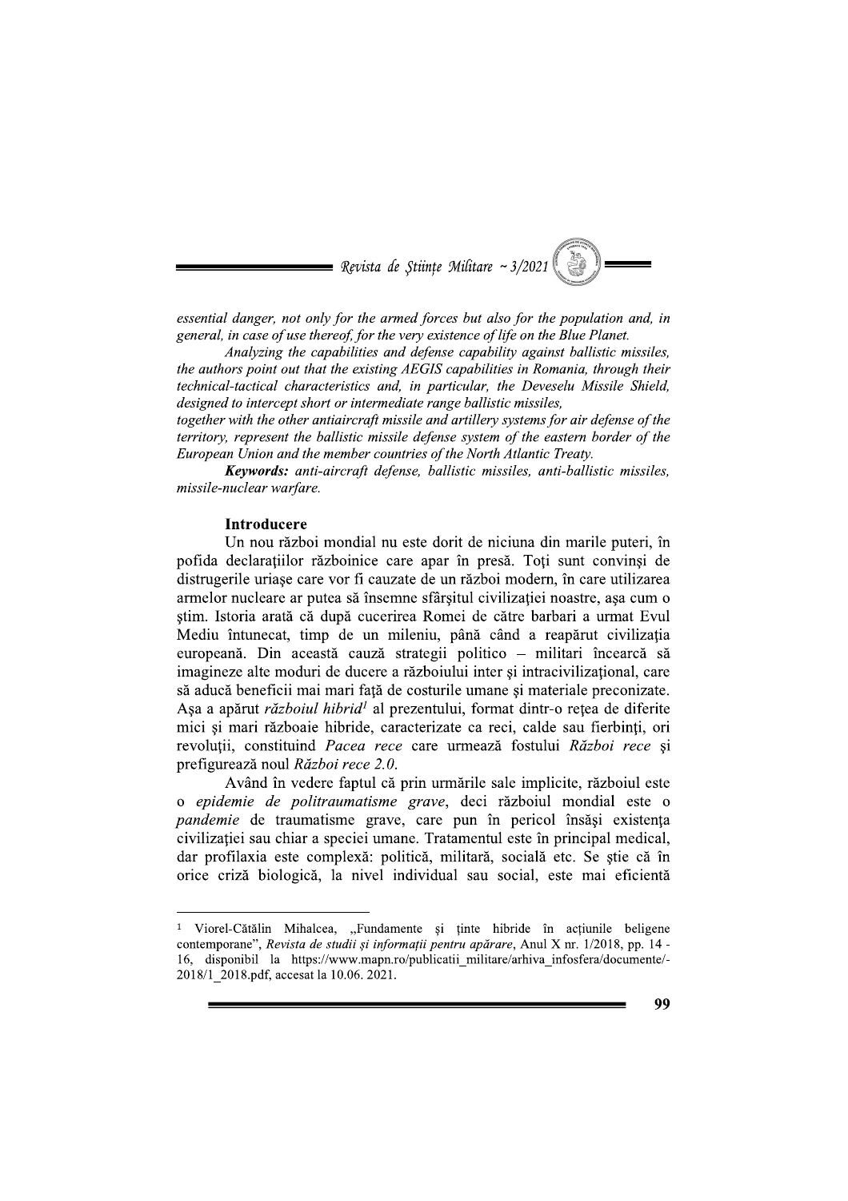*essential danger, not only for the armed forces but also for the population and, in general, in case of use thereof, for the very existence of life on the Blue Planet.*

*Analyzing the capabilities and defense capability against ballistic missiles, the authors point out that the existing AEGIS capabilities in Romania, through their technical-tactical characteristics and, in particular, the Deveselu Missile Shield, designed to intercept short or intermediate range ballistic missiles, together with the other antiaircraft missile and artillery systems for air defense of the territory, represent the ballistic missile defense system of the eastern border of the European Union and the member countries of the North Atlantic Treaty.*

***Keywords:*** *anti-aircraft defense, ballistic missiles, anti-ballistic missiles, missile-nuclear warfare.*

**Introducere**

Un nou război mondial nu este dorit de niciuna din marile puteri, în pofida declarațiilor războinice care apar în presă. Toți sunt convinși de distrugerile uriașe care vor fi cauzate de un război modern, în care utilizarea armelor nucleare ar putea să însemne sfârșitul civilizației noastre, așa cum o știm. Istoria arată că după cucerirea Romei de către barbari a urmat Evul Mediu întunecat, timp de un mileniu, până când a reapărut civilizația europeană. Din această cauză strategii politico – militari încearcă să imagineze alte moduri de ducere a războiului inter și intracivilizațional, care să aducă beneficii mai mari față de costurile umane și materiale preconizate. Așa a apărut *războiul hibrid*[1] al prezentului, format dintr-o rețea de diferite mici și mari războaie hibride, caracterizate ca reci, calde sau fierbinți, ori revoluții, constituind *Pacea rece* care urmează fostului *Război rece* și prefigurează noul *Război rece 2.0*.

Având în vedere faptul că prin urmările sale implicite, războiul este o *epidemie de politraumatisme grave*, deci războiul mondial este o *pandemie* de traumatisme grave, care pun în pericol însăși existența civilizației sau chiar a speciei umane. Tratamentul este în principal medical, dar profilaxia este complexă: politică, militară, socială etc. Se știe că în orice criză biologică, la nivel individual sau social, este mai eficientă

---

[1] Viorel-Cătălin Mihalcea, „Fundamente și ținte hibride în acțiunile beligene contemporane", *Revista de studii și informații pentru apărare*, Anul X nr. 1/2018, pp. 14 - 16, disponibil la https://www.mapn.ro/publicatii_militare/arhiva_infosfera/documente/-2018/1_2018.pdf, accesat la 10.06. 2021.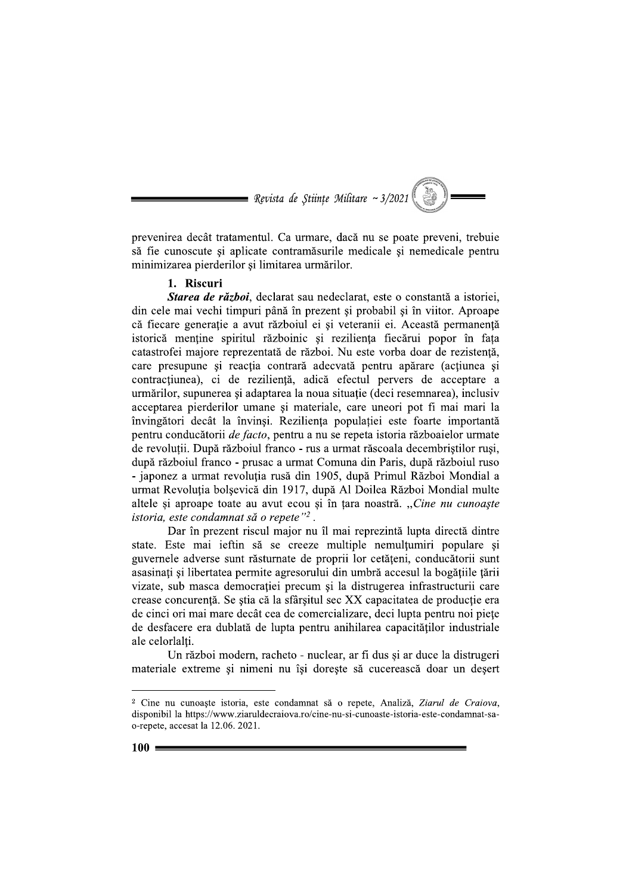prevenirea decât tratamentul. Ca urmare, dacă nu se poate preveni, trebuie să fie cunoscute și aplicate contramăsurile medicale și nemedicale pentru minimizarea pierderilor și limitarea urmărilor.

## 1. Riscuri

***Starea de război***, declarat sau nedeclarat, este o constantă a istoriei, din cele mai vechi timpuri până în prezent și probabil și în viitor. Aproape că fiecare generație a avut războiul ei și veteranii ei. Această permanență istorică menține spiritul războinic și reziliența fiecărui popor în fața catastrofei majore reprezentată de război. Nu este vorba doar de rezistență, care presupune și reacția contrară adecvată pentru apărare (acțiunea și contracțiunea), ci de reziliență, adică efectul pervers de acceptare a urmărilor, supunerea și adaptarea la noua situație (deci resemnarea), inclusiv acceptarea pierderilor umane și materiale, care uneori pot fi mai mari la învingători decât la învinși. Reziliența populației este foarte importantă pentru conducătorii *de facto*, pentru a nu se repeta istoria războaielor urmate de revoluții. După războiul franco - rus a urmat răscoala decembriștilor ruși, după războiul franco - prusac a urmat Comuna din Paris, după războiul ruso - japonez a urmat revoluția rusă din 1905, după Primul Război Mondial a urmat Revoluția bolșevică din 1917, după Al Doilea Război Mondial multe altele și aproape toate au avut ecou și în țara noastră. *„Cine nu cunoaște istoria, este condamnat să o repete”*[2] .

Dar în prezent riscul major nu îl mai reprezintă lupta directă dintre state. Este mai ieftin să se creeze multiple nemulțumiri populare și guvernele adverse sunt răsturnate de proprii lor cetățeni, conducătorii sunt asasinați și libertatea permite agresorului din umbră accesul la bogățiile țării vizate, sub masca democrației precum și la distrugerea infrastructurii care crease concurență. Se știa că la sfârșitul sec XX capacitatea de producție era de cinci ori mai mare decât cea de comercializare, deci lupta pentru noi piețe de desfacere era dublată de lupta pentru anihilarea capacităților industriale ale celorlalți.

Un război modern, racheto - nuclear, ar fi dus și ar duce la distrugeri materiale extreme și nimeni nu își dorește să cucerească doar un deșert

---

[2] Cine nu cunoaște istoria, este condamnat să o repete, Analiză, *Ziarul de Craiova*, disponibil la https://www.ziaruldecraiova.ro/cine-nu-si-cunoaste-istoria-este-condamnat-sa-o-repete, accesat la 12.06. 2021.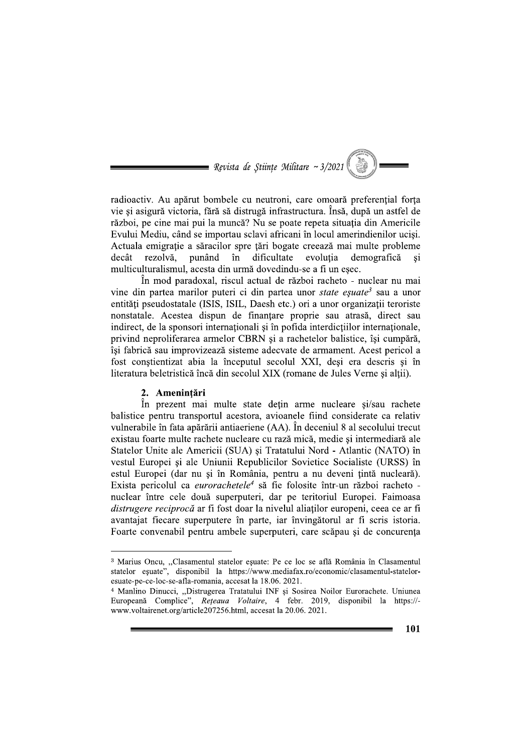radioactiv. Au apărut bombele cu neutroni, care omoară preferențial forța vie și asigură victoria, fără să distrugă infrastructura. Însă, după un astfel de război, pe cine mai pui la muncă? Nu se poate repeta situația din Americile Evului Mediu, când se importau sclavi africani în locul amerindienilor uciși. Actuala emigrație a săracilor spre țări bogate creează mai multe probleme decât rezolvă, punând în dificultate evoluția demografică și multiculturalismul, acesta din urmă dovedindu-se a fi un eșec.

În mod paradoxal, riscul actual de război racheto - nuclear nu mai vine din partea marilor puteri ci din partea unor *state eșuate*[3] sau a unor entități pseudostatale (ISIS, ISIL, Daesh etc.) ori a unor organizații teroriste nonstatale. Acestea dispun de finanțare proprie sau atrasă, direct sau indirect, de la sponsori internaționali și în pofida interdicțiilor internaționale, privind neproliferarea armelor CBRN și a rachetelor balistice, își cumpără, își fabrică sau improvizează sisteme adecvate de armament. Acest pericol a fost conștientizat abia la începutul secolul XXI, deși era descris și în literatura beletristică încă din secolul XIX (romane de Jules Verne și alții).

## 2. Amenințări

În prezent mai multe state dețin arme nucleare și/sau rachete balistice pentru transportul acestora, avioanele fiind considerate ca relativ vulnerabile în fata apărării antiaeriene (AA). În deceniul 8 al secolului trecut existau foarte multe rachete nucleare cu rază mică, medie și intermediară ale Statelor Unite ale Americii (SUA) și Tratatului Nord - Atlantic (NATO) în vestul Europei și ale Uniunii Republicilor Sovietice Socialiste (URSS) în estul Europei (dar nu și în România, pentru a nu deveni țintă nucleară). Exista pericolul ca *eurorachetele*[4] să fie folosite într-un război racheto - nuclear între cele două superputeri, dar pe teritoriul Europei. Faimoasa *distrugere reciprocă* ar fi fost doar la nivelul aliaților europeni, ceea ce ar fi avantajat fiecare superputere în parte, iar învingătorul ar fi scris istoria. Foarte convenabil pentru ambele superputeri, care scăpau și de concurența

---

[3] Marius Oncu, „Clasamentul statelor eșuate: Pe ce loc se află România în Clasamentul statelor eșuate", disponibil la https://www.mediafax.ro/economic/clasamentul-statelor-esuate-pe-ce-loc-se-afla-romania, accesat la 18.06. 2021.

[4] Manlino Dinucci, „Distrugerea Tratatului INF și Sosirea Noilor Eurorachete. Uniunea Europeană Complice", *Rețeaua Voltaire*, 4 febr. 2019, disponibil la https://-www.voltairenet.org/article207256.html, accesat la 20.06. 2021.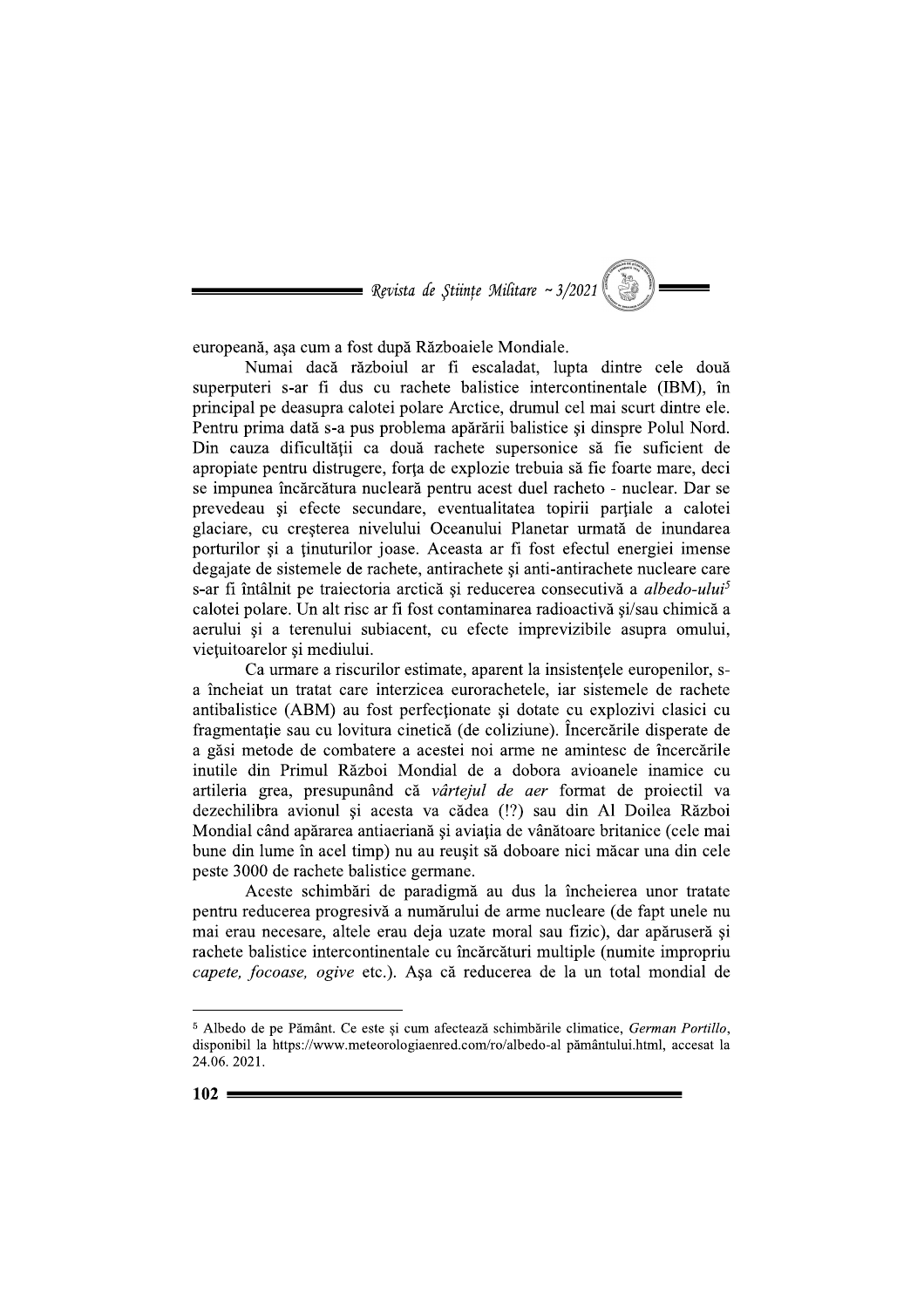europeană, aşa cum a fost după Războaiele Mondiale.

Numai dacă războiul ar fi escaladat, lupta dintre cele două superputeri s-ar fi dus cu rachete balistice intercontinentale (IBM), în principal pe deasupra calotei polare Arctice, drumul cel mai scurt dintre ele. Pentru prima dată s-a pus problema apărării balistice şi dinspre Polul Nord. Din cauza dificultăţii ca două rachete supersonice să fie suficient de apropiate pentru distrugere, forţa de explozie trebuia să fie foarte mare, deci se impunea încărcătura nucleară pentru acest duel racheto - nuclear. Dar se prevedeau şi efecte secundare, eventualitatea topirii parţiale a calotei glaciare, cu creşterea nivelului Oceanului Planetar urmată de inundarea porturilor şi a ţinuturilor joase. Aceasta ar fi fost efectul energiei imense degajate de sistemele de rachete, antirachete şi anti-antirachete nucleare care s-ar fi întâlnit pe traiectoria arctică şi reducerea consecutivă a *albedo-ului*[5] calotei polare. Un alt risc ar fi fost contaminarea radioactivă şi/sau chimică a aerului şi a terenului subiacent, cu efecte imprevizibile asupra omului, vieţuitoarelor şi mediului.

Ca urmare a riscurilor estimate, aparent la insistenţele europenilor, s-a încheiat un tratat care interzicea eurorachetele, iar sistemele de rachete antibalistice (ABM) au fost perfecţionate şi dotate cu explozivi clasici cu fragmentaţie sau cu lovitura cinetică (de coliziune). Încercările disperate de a găsi metode de combatere a acestei noi arme ne amintesc de încercările inutile din Primul Război Mondial de a dobora avioanele inamice cu artileria grea, presupunând că *vârtejul de aer* format de proiectil va dezechilibra avionul şi acesta va cădea (!?) sau din Al Doilea Război Mondial când apărarea antiaeriană şi aviaţia de vânătoare britanice (cele mai bune din lume în acel timp) nu au reuşit să doboare nici măcar una din cele peste 3000 de rachete balistice germane.

Aceste schimbări de paradigmă au dus la încheierea unor tratate pentru reducerea progresivă a numărului de arme nucleare (de fapt unele nu mai erau necesare, altele erau deja uzate moral sau fizic), dar apăruseră şi rachete balistice intercontinentale cu încărcături multiple (numite impropriu *capete, focoase, ogive* etc.). Aşa că reducerea de la un total mondial de

---

[5] Albedo de pe Pământ. Ce este şi cum afectează schimbările climatice, *German Portillo*, disponibil la https://www.meteorologiaenred.com/ro/albedo-al pământului.html, accesat la 24.06. 2021.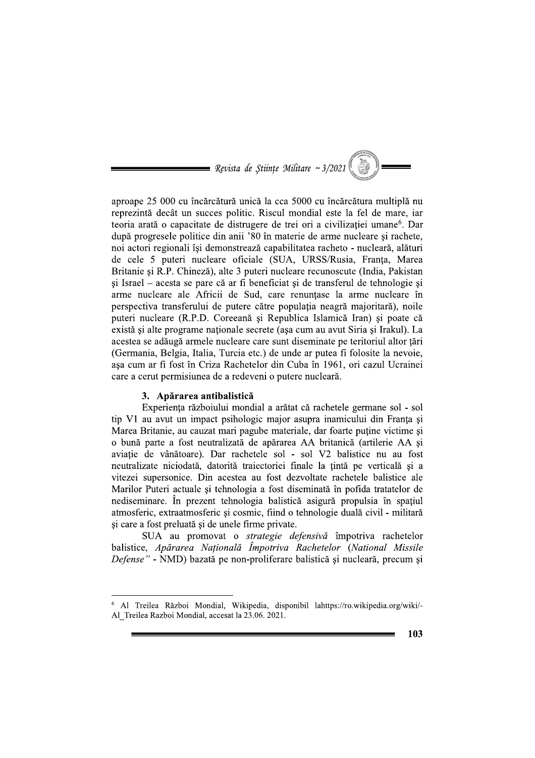aproape 25 000 cu încărcătură unică la cca 5000 cu încărcătura multiplă nu reprezintă decât un succes politic. Riscul mondial este la fel de mare, iar teoria arată o capacitate de distrugere de trei ori a civilizației umane[6]. Dar după progresele politice din anii '80 în materie de arme nucleare și rachete, noi actori regionali își demonstrează capabilitatea racheto - nucleară, alături de cele 5 puteri nucleare oficiale (SUA, URSS/Rusia, Franța, Marea Britanie și R.P. Chineză), alte 3 puteri nucleare recunoscute (India, Pakistan și Israel – acesta se pare că ar fi beneficiat și de transferul de tehnologie și arme nucleare ale Africii de Sud, care renunțase la arme nucleare în perspectiva transferului de putere către populația neagră majoritară), noile puteri nucleare (R.P.D. Coreeană și Republica Islamică Iran) și poate că există și alte programe naționale secrete (așa cum au avut Siria și Irakul). La acestea se adăugă armele nucleare care sunt diseminate pe teritoriul altor țări (Germania, Belgia, Italia, Turcia etc.) de unde ar putea fi folosite la nevoie, așa cum ar fi fost în Criza Rachetelor din Cuba în 1961, ori cazul Ucrainei care a cerut permisiunea de a redeveni o putere nucleară.

### 3. Apărarea antibalistică

Experiența războiului mondial a arătat că rachetele germane sol - sol tip V1 au avut un impact psihologic major asupra inamicului din Franța și Marea Britanie, au cauzat mari pagube materiale, dar foarte puține victime și o bună parte a fost neutralizată de apărarea AA britanică (artilerie AA și aviație de vânătoare). Dar rachetele sol - sol V2 balistice nu au fost neutralizate niciodată, datorită traiectoriei finale la țintă pe verticală și a vitezei supersonice. Din acestea au fost dezvoltate rachetele balistice ale Marilor Puteri actuale și tehnologia a fost diseminată în pofida tratatelor de nediseminare. În prezent tehnologia balistică asigură propulsia în spațiul atmosferic, extraatmosferic și cosmic, fiind o tehnologie duală civil - militară și care a fost preluată și de unele firme private.

SUA au promovat o *strategie defensivă* împotriva rachetelor balistice, *Apărarea Națională Împotriva Rachetelor* (*National Missile Defense"* - NMD) bazată pe non-proliferare balistică și nucleară, precum și

---

[6] Al Treilea Război Mondial, Wikipedia, disponibil lahttps://ro.wikipedia.org/wiki/-Al_Treilea Razboi Mondial, accesat la 23.06. 2021.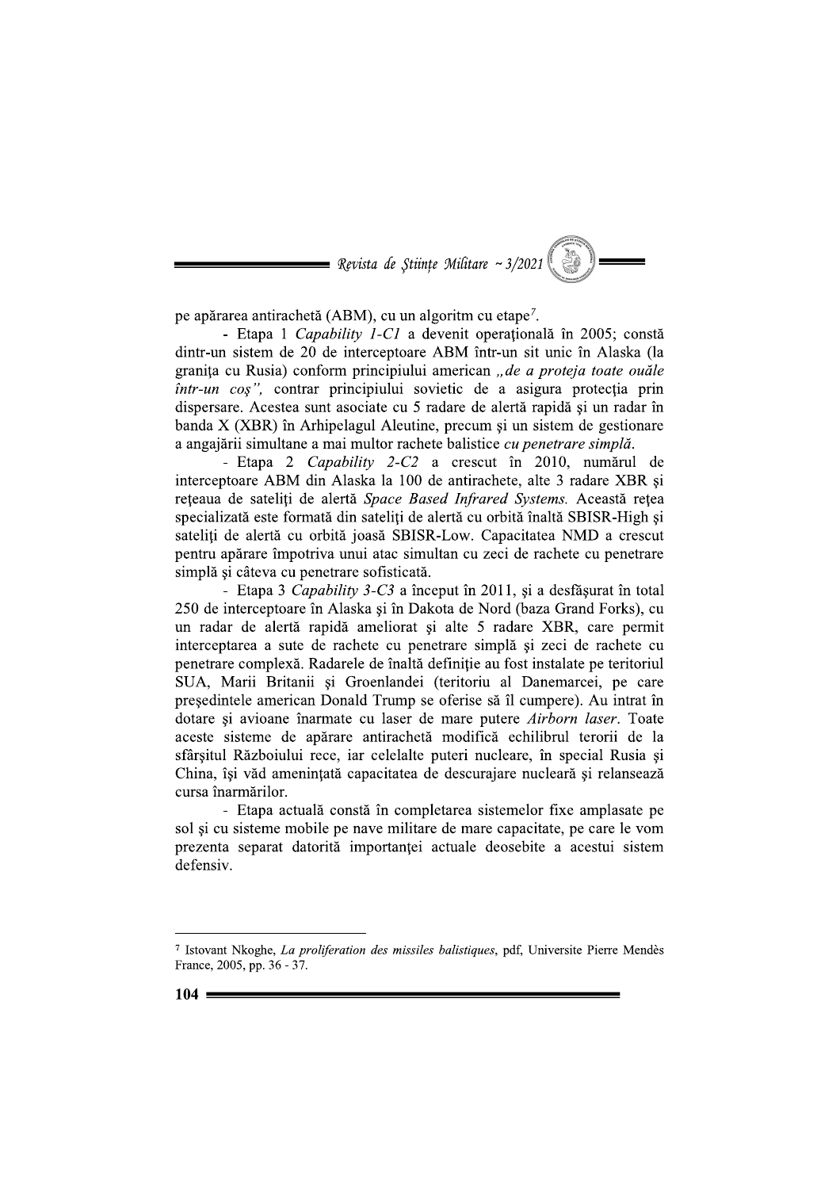pe apărarea antirachetă (ABM), cu un algoritm cu etape[7].

- Etapa 1 *Capability 1-C1* a devenit operațională în 2005; constă dintr-un sistem de 20 de interceptoare ABM într-un sit unic în Alaska (la granița cu Rusia) conform principiului american *„de a proteja toate ouăle într-un coș",* contrar principiului sovietic de a asigura protecția prin dispersare. Acestea sunt asociate cu 5 radare de alertă rapidă și un radar în banda X (XBR) în Arhipelagul Aleutine, precum și un sistem de gestionare a angajării simultane a mai multor rachete balistice *cu penetrare simplă.*

- Etapa 2 *Capability 2-C2* a crescut în 2010, numărul de interceptoare ABM din Alaska la 100 de antirachete, alte 3 radare XBR și rețeaua de sateliți de alertă *Space Based Infrared Systems.* Această rețea specializată este formată din sateliți de alertă cu orbită înaltă SBISR-High și sateliți de alertă cu orbită joasă SBISR-Low. Capacitatea NMD a crescut pentru apărare împotriva unui atac simultan cu zeci de rachete cu penetrare simplă și câteva cu penetrare sofisticată.

- Etapa 3 *Capability 3-C3* a început în 2011, și a desfășurat în total 250 de interceptoare în Alaska și în Dakota de Nord (baza Grand Forks), cu un radar de alertă rapidă ameliorat și alte 5 radare XBR, care permit interceptarea a sute de rachete cu penetrare simplă și zeci de rachete cu penetrare complexă. Radarele de înaltă definiție au fost instalate pe teritoriul SUA, Marii Britanii și Groenlandei (teritoriu al Danemarcei, pe care președintele american Donald Trump se oferise să îl cumpere). Au intrat în dotare și avioane înarmate cu laser de mare putere *Airborn laser*. Toate aceste sisteme de apărare antirachetă modifică echilibrul terorii de la sfârșitul Războiului rece, iar celelalte puteri nucleare, în special Rusia și China, își văd amenințată capacitatea de descurajare nucleară și relansează cursa înarmărilor.

- Etapa actuală constă în completarea sistemelor fixe amplasate pe sol și cu sisteme mobile pe nave militare de mare capacitate, pe care le vom prezenta separat datorită importanței actuale deosebite a acestui sistem defensiv.

---

[7] Istovant Nkoghe, *La proliferation des missiles balistiques*, pdf, Universite Pierre Mendès France, 2005, pp. 36 - 37.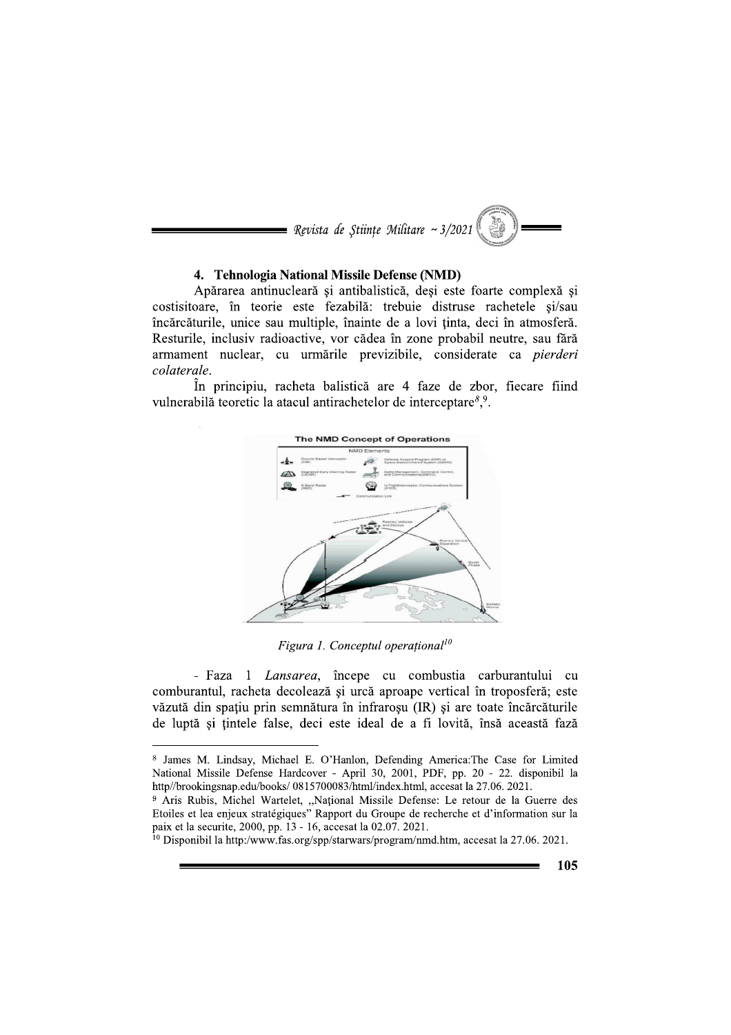## 4. Tehnologia National Missile Defense (NMD)

Apărarea antinucleară şi antibalistică, deşi este foarte complexă şi costisitoare, în teorie este fezabilă: trebuie distruse rachetele şi/sau încărcăturile, unice sau multiple, înainte de a lovi ţinta, deci în atmosferă. Resturile, inclusiv radioactive, vor cădea în zone probabil neutre, sau fără armament nuclear, cu urmările previzibile, considerate ca *pierderi colaterale*.

În principiu, racheta balistică are 4 faze de zbor, fiecare fiind vulnerabilă teoretic la atacul antirachetelor de interceptare[8],[9].

*Figura 1. Conceptul operațional*[10]

- Faza 1 *Lansarea*, începe cu combustia carburantului cu comburantul, racheta decolează şi urcă aproape vertical în troposferă; este văzută din spaţiu prin semnătura în infraroşu (IR) şi are toate încărcăturile de luptă şi ţintele false, deci este ideal de a fi lovită, însă această fază

---

[8] James M. Lindsay, Michael E. O'Hanlon, Defending America:The Case for Limited National Missile Defense Hardcover - April 30, 2001, PDF, pp. 20 - 22. disponibil la http//brookingsnap.edu/books/ 0815700083/html/index.html, accesat la 27.06. 2021.

[9] Aris Rubis, Michel Wartelet, „Național Missile Defense: Le retour de la Guerre des Etoiles et lea enjeux stratégiques" Rapport du Groupe de recherche et d'information sur la paix et la securite, 2000, pp. 13 - 16, accesat la 02.07. 2021.

[10] Disponibil la http:/www.fas.org/spp/starwars/program/nmd.htm, accesat la 27.06. 2021.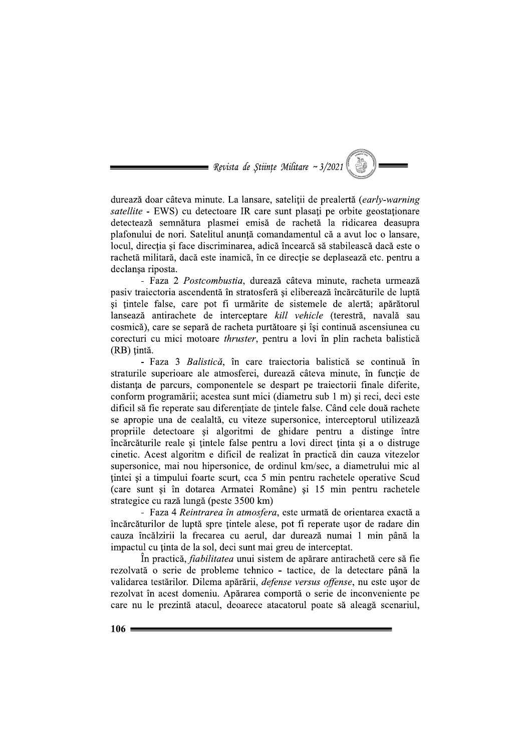durează doar câteva minute. La lansare, sateliții de prealertă (*early-warning satellite* - EWS) cu detectoare IR care sunt plasați pe orbite geostaționare detectează semnătura plasmei emisă de rachetă la ridicarea deasupra plafonului de nori. Satelitul anunță comandamentul că a avut loc o lansare, locul, direcția și face discriminarea, adică încearcă să stabilească dacă este o rachetă militară, dacă este inamică, în ce direcție se deplasează etc. pentru a declanșa riposta.

- Faza 2 *Postcombustia*, durează câteva minute, racheta urmează pasiv traiectoria ascendentă în stratosferă și eliberează încărcăturile de luptă și țintele false, care pot fi urmărite de sistemele de alertă; apărătorul lansează antirachete de interceptare *kill vehicle* (terestră, navală sau cosmică), care se separă de racheta purtătoare și își continuă ascensiunea cu corecturi cu mici motoare *thruster*, pentru a lovi în plin racheta balistică (RB) țintă.

- Faza 3 *Balistică*, în care traiectoria balistică se continuă în straturile superioare ale atmosferei, durează câteva minute, în funcție de distanța de parcurs, componentele se despart pe traiectorii finale diferite, conform programării; acestea sunt mici (diametru sub 1 m) și reci, deci este dificil să fie reperate sau diferențiate de țintele false. Când cele două rachete se apropie una de cealaltă, cu viteze supersonice, interceptorul utilizează propriile detectoare și algoritmi de ghidare pentru a distinge între încărcăturile reale și țintele false pentru a lovi direct ținta și a o distruge cinetic. Acest algoritm e dificil de realizat în practică din cauza vitezelor supersonice, mai nou hipersonice, de ordinul km/sec, a diametrului mic al țintei și a timpului foarte scurt, cca 5 min pentru rachetele operative Scud (care sunt și în dotarea Armatei Române) și 15 min pentru rachetele strategice cu rază lungă (peste 3500 km)

- Faza 4 *Reintrarea în atmosfera*, este urmată de orientarea exactă a încărcăturilor de luptă spre țintele alese, pot fi reperate ușor de radare din cauza încălzirii la frecarea cu aerul, dar durează numai 1 min până la impactul cu ținta de la sol, deci sunt mai greu de interceptat.

În practică, *fiabilitatea* unui sistem de apărare antirachetă cere să fie rezolvată o serie de probleme tehnico - tactice, de la detectare până la validarea testărilor. Dilema apărării, *defense versus offense*, nu este ușor de rezolvat în acest domeniu. Apărarea comportă o serie de inconveniente pe care nu le prezintă atacul, deoarece atacatorul poate să aleagă scenariul,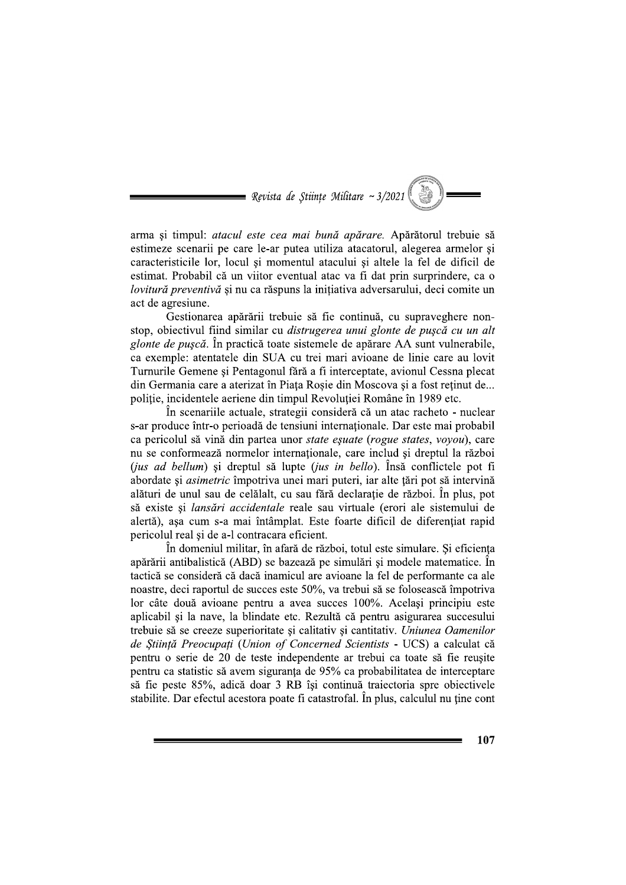arma şi timpul: *atacul este cea mai bună apărare.* Apărătorul trebuie să estimeze scenarii pe care le-ar putea utiliza atacatorul, alegerea armelor şi caracteristicile lor, locul şi momentul atacului şi altele la fel de dificil de estimat. Probabil că un viitor eventual atac va fi dat prin surprindere, ca o *lovitură preventivă* şi nu ca răspuns la iniţiativa adversarului, deci comite un act de agresiune.

Gestionarea apărării trebuie să fie continuă, cu supraveghere non-stop, obiectivul fiind similar cu *distrugerea unui glonte de puşcă cu un alt glonte de puşcă*. În practică toate sistemele de apărare AA sunt vulnerabile, ca exemple: atentatele din SUA cu trei mari avioane de linie care au lovit Turnurile Gemene şi Pentagonul fără a fi interceptate, avionul Cessna plecat din Germania care a aterizat în Piaţa Roşie din Moscova şi a fost reţinut de... poliţie, incidentele aeriene din timpul Revoluţiei Române în 1989 etc.

În scenariile actuale, strategii consideră că un atac racheto - nuclear s-ar produce într-o perioadă de tensiuni internaţionale. Dar este mai probabil ca pericolul să vină din partea unor *state eşuate* (*rogue states*, *voyou*), care nu se conformează normelor internaţionale, care includ şi dreptul la război (*jus ad bellum*) şi dreptul să lupte (*jus in bello*). Însă conflictele pot fi abordate şi *asimetric* împotriva unei mari puteri, iar alte ţări pot să intervină alături de unul sau de celălalt, cu sau fără declaraţie de război. În plus, pot să existe şi *lansări accidentale* reale sau virtuale (erori ale sistemului de alertă), aşa cum s-a mai întâmplat. Este foarte dificil de diferenţiat rapid pericolul real şi de a-l contracara eficient.

În domeniul militar, în afară de război, totul este simulare. Şi eficienţa apărării antibalistică (ABD) se bazează pe simulări şi modele matematice. În tactică se consideră că dacă inamicul are avioane la fel de performante ca ale noastre, deci raportul de succes este 50%, va trebui să se folosească împotriva lor câte două avioane pentru a avea succes 100%. Acelaşi principiu este aplicabil şi la nave, la blindate etc. Rezultă că pentru asigurarea succesului trebuie să se creeze superioritate şi calitativ şi cantitativ. *Uniunea Oamenilor de Ştiinţă Preocupaţi* (*Union of Concerned Scientists* - UCS) a calculat că pentru o serie de 20 de teste independente ar trebui ca toate să fie reuşite pentru ca statistic să avem siguranţa de 95% ca probabilitatea de interceptare să fie peste 85%, adică doar 3 RB îşi continuă traiectoria spre obiectivele stabilite. Dar efectul acestora poate fi catastrofal. În plus, calculul nu ţine cont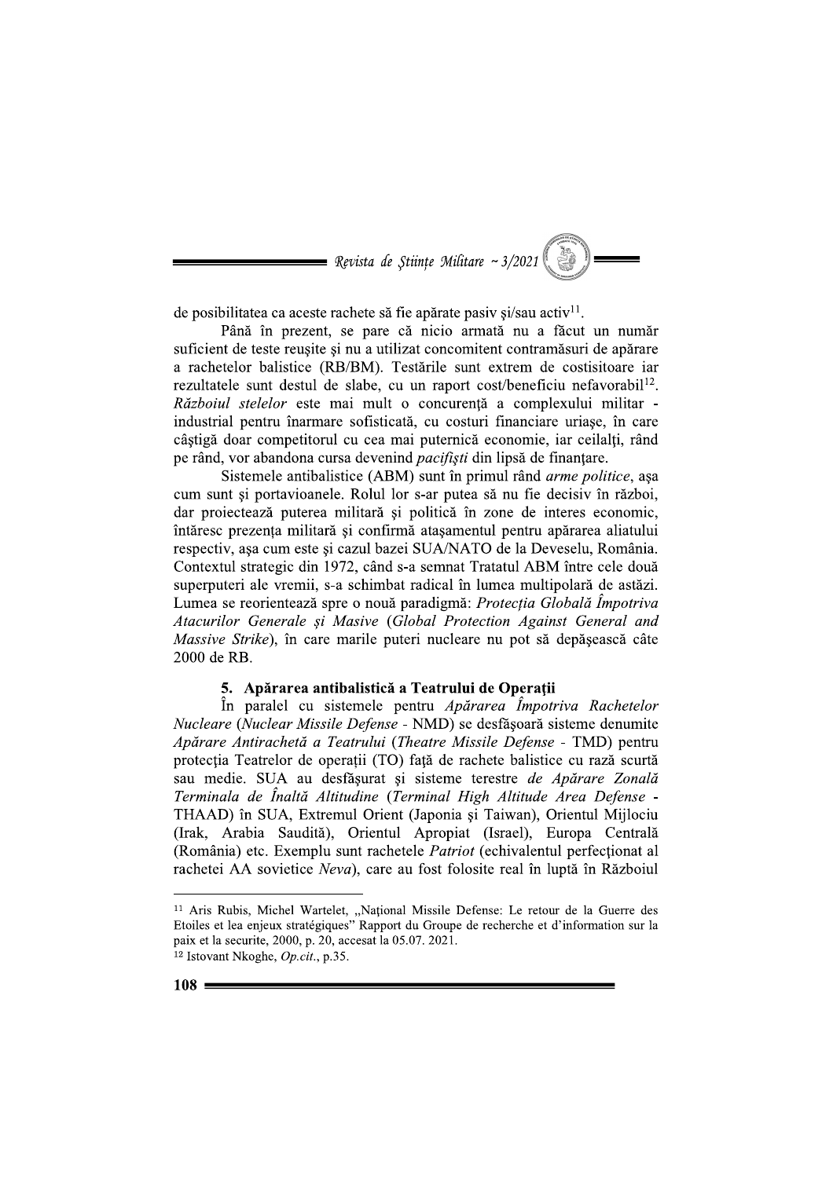de posibilitatea ca aceste rachete să fie apărate pasiv şi/sau activ[11].

Până în prezent, se pare că nicio armată nu a făcut un număr suficient de teste reuşite şi nu a utilizat concomitent contramăsuri de apărare a rachetelor balistice (RB/BM). Testările sunt extrem de costisitoare iar rezultatele sunt destul de slabe, cu un raport cost/beneficiu nefavorabil[12]. *Războiul stelelor* este mai mult o concurenţă a complexului militar - industrial pentru înarmare sofisticată, cu costuri financiare uriaşe, în care câştigă doar competitorul cu cea mai puternică economie, iar ceilalţi, rând pe rând, vor abandona cursa devenind *pacifişti* din lipsă de finanţare.

Sistemele antibalistice (ABM) sunt în primul rând *arme politice*, aşa cum sunt şi portavioanele. Rolul lor s-ar putea să nu fie decisiv în război, dar proiectează puterea militară şi politică în zone de interes economic, întăresc prezenţa militară şi confirmă ataşamentul pentru apărarea aliatului respectiv, aşa cum este şi cazul bazei SUA/NATO de la Deveselu, România. Contextul strategic din 1972, când s-a semnat Tratatul ABM între cele două superputeri ale vremii, s-a schimbat radical în lumea multipolară de astăzi. Lumea se reorientează spre o nouă paradigmă: *Protecţia Globală Împotriva Atacurilor Generale şi Masive* (*Global Protection Against General and Massive Strike*), în care marile puteri nucleare nu pot să depăşească câte 2000 de RB.

## 5. Apărarea antibalistică a Teatrului de Operaţii

În paralel cu sistemele pentru *Apărarea Împotriva Rachetelor Nucleare* (*Nuclear Missile Defense* - NMD) se desfăşoară sisteme denumite *Apărare Antirachetă a Teatrului* (*Theatre Missile Defense* - TMD) pentru protecţia Teatrelor de operaţii (TO) faţă de rachete balistice cu rază scurtă sau medie. SUA au desfăşurat şi sisteme terestre *de Apărare Zonală Terminala de Înaltă Altitudine* (*Terminal High Altitude Area Defense* - THAAD) în SUA, Extremul Orient (Japonia şi Taiwan), Orientul Mijlociu (Irak, Arabia Saudită), Orientul Apropiat (Israel), Europa Centrală (România) etc. Exemplu sunt rachetele *Patriot* (echivalentul perfecţionat al rachetei AA sovietice *Neva*), care au fost folosite real în luptă în Războiul

---

[11] Aris Rubis, Michel Wartelet, „Naţional Missile Defense: Le retour de la Guerre des Etoiles et lea enjeux stratégiques" Rapport du Groupe de recherche et d'information sur la paix et la securite, 2000, p. 20, accesat la 05.07. 2021.

[12] Istovant Nkoghe, *Op.cit.*, p.35.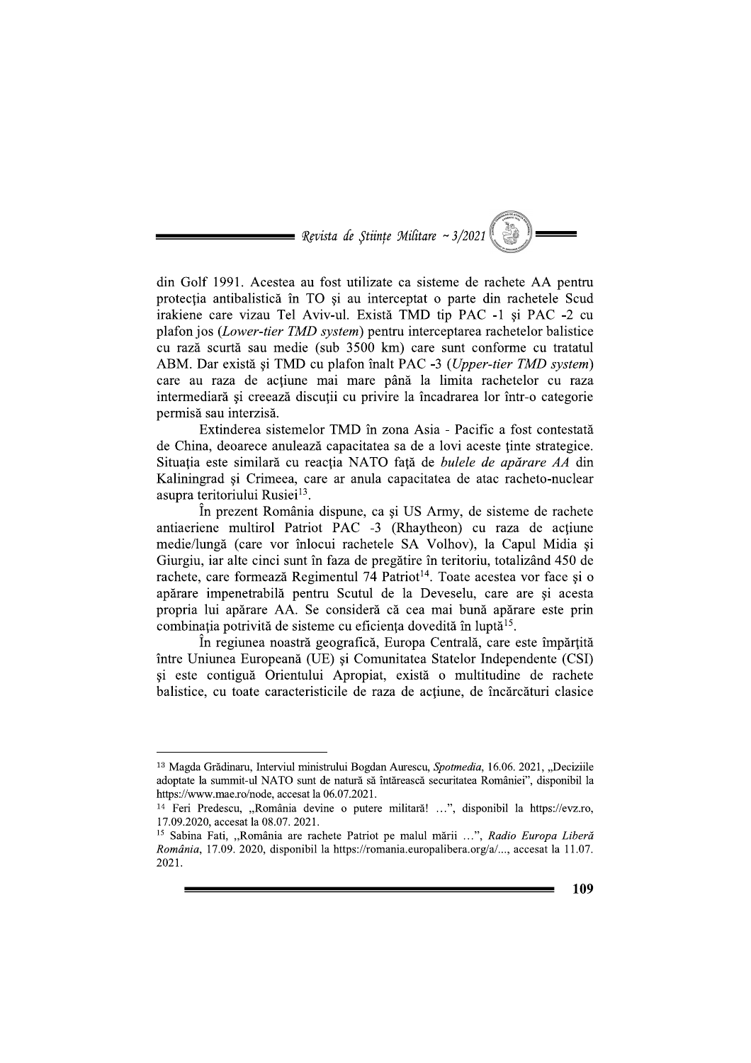din Golf 1991. Acestea au fost utilizate ca sisteme de rachete AA pentru protecția antibalistică în TO și au interceptat o parte din rachetele Scud irakiene care vizau Tel Aviv-ul. Există TMD tip PAC -1 și PAC -2 cu plafon jos (*Lower-tier TMD system*) pentru interceptarea rachetelor balistice cu rază scurtă sau medie (sub 3500 km) care sunt conforme cu tratatul ABM. Dar există și TMD cu plafon înalt PAC -3 (*Upper-tier TMD system*) care au raza de acțiune mai mare până la limita rachetelor cu raza intermediară și creează discuții cu privire la încadrarea lor într-o categorie permisă sau interzisă.

Extinderea sistemelor TMD în zona Asia - Pacific a fost contestată de China, deoarece anulează capacitatea sa de a lovi aceste ținte strategice. Situația este similară cu reacția NATO față de *bulele de apărare AA* din Kaliningrad și Crimeea, care ar anula capacitatea de atac racheto-nuclear asupra teritoriului Rusiei[13].

În prezent România dispune, ca și US Army, de sisteme de rachete antiaeriene multirol Patriot PAC -3 (Rhaytheon) cu raza de acțiune medie/lungă (care vor înlocui rachetele SA Volhov), la Capul Midia și Giurgiu, iar alte cinci sunt în faza de pregătire în teritoriu, totalizând 450 de rachete, care formează Regimentul 74 Patriot[14]. Toate acestea vor face și o apărare impenetrabilă pentru Scutul de la Deveselu, care are și acesta propria lui apărare AA. Se consideră că cea mai bună apărare este prin combinația potrivită de sisteme cu eficiența dovedită în luptă[15].

În regiunea noastră geografică, Europa Centrală, care este împărțită între Uniunea Europeană (UE) și Comunitatea Statelor Independente (CSI) și este contiguă Orientului Apropiat, există o multitudine de rachete balistice, cu toate caracteristicile de raza de acțiune, de încărcături clasice

---

[13] Magda Grădinaru, Interviul ministrului Bogdan Aurescu, *Spotmedia*, 16.06. 2021, „Deciziile adoptate la summit-ul NATO sunt de natură să întărească securitatea României", disponibil la https://www.mae.ro/node, accesat la 06.07.2021.

[14] Feri Predescu, „România devine o putere militară! ...", disponibil la https://evz.ro, 17.09.2020, accesat la 08.07. 2021.

[15] Sabina Fati, „România are rachete Patriot pe malul mării ...", *Radio Europa Liberă România*, 17.09. 2020, disponibil la https://romania.europalibera.org/a/..., accesat la 11.07. 2021.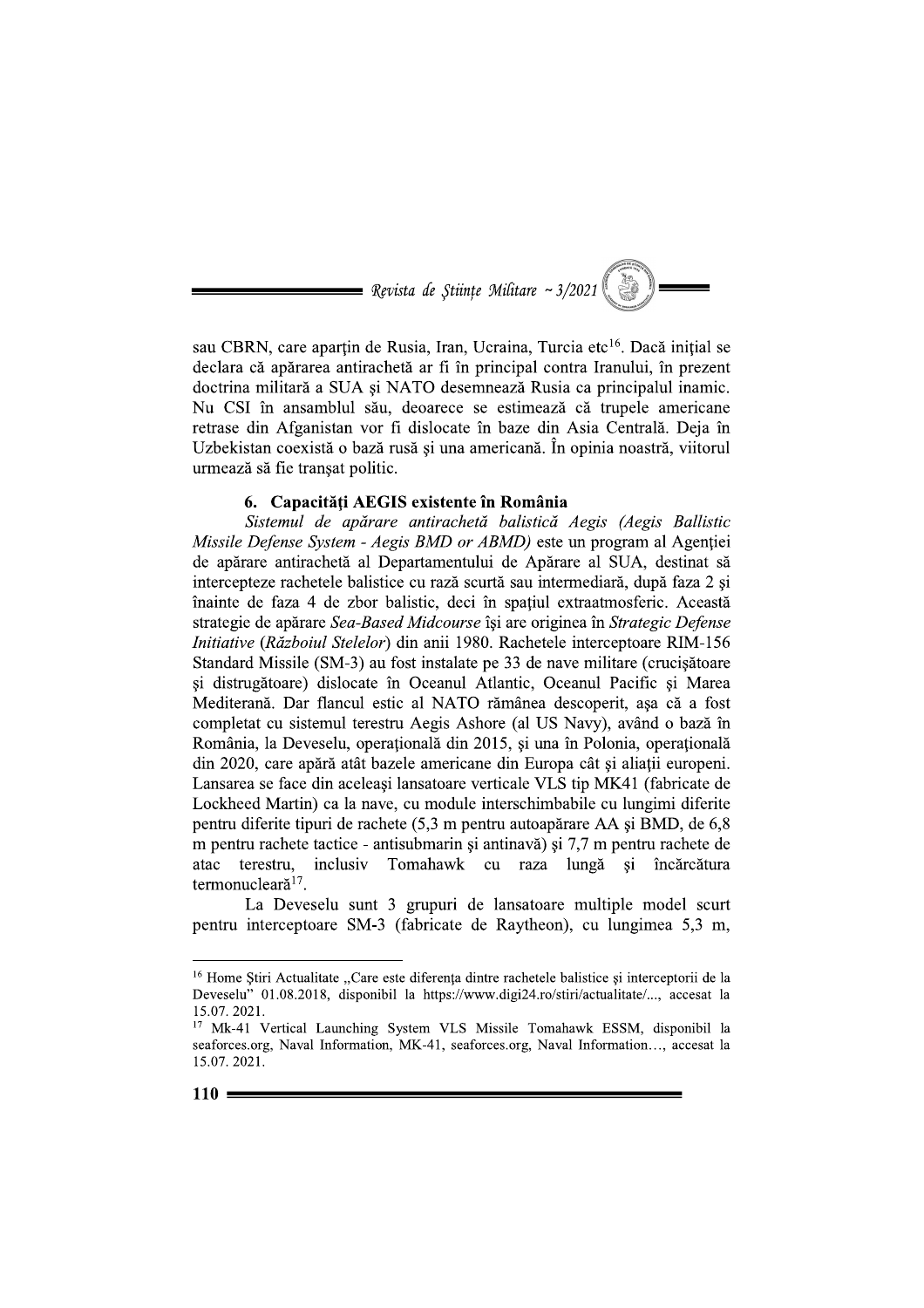sau CBRN, care aparțin de Rusia, Iran, Ucraina, Turcia etc[16]. Dacă inițial se declara că apărarea antirachetă ar fi în principal contra Iranului, în prezent doctrina militară a SUA și NATO desemnează Rusia ca principalul inamic. Nu CSI în ansamblul său, deoarece se estimează că trupele americane retrase din Afganistan vor fi dislocate în baze din Asia Centrală. Deja în Uzbekistan coexistă o bază rusă și una americană. În opinia noastră, viitorul urmează să fie tranșat politic.

### 6. Capacități AEGIS existente în România

*Sistemul de apărare antirachetă balistică Aegis (Aegis Ballistic Missile Defense System - Aegis BMD or ABMD)* este un program al Agenției de apărare antirachetă al Departamentului de Apărare al SUA, destinat să intercepteze rachetele balistice cu rază scurtă sau intermediară, după faza 2 și înainte de faza 4 de zbor balistic, deci în spațiul extraatmosferic. Această strategie de apărare *Sea-Based Midcourse* își are originea în *Strategic Defense Initiative* (*Războiul Stelelor*) din anii 1980. Rachetele interceptoare RIM-156 Standard Missile (SM-3) au fost instalate pe 33 de nave militare (crucișătoare și distrugătoare) dislocate în Oceanul Atlantic, Oceanul Pacific și Marea Mediterană. Dar flancul estic al NATO rămânea descoperit, așa că a fost completat cu sistemul terestru Aegis Ashore (al US Navy), având o bază în România, la Deveselu, operațională din 2015, și una în Polonia, operațională din 2020, care apără atât bazele americane din Europa cât și aliații europeni. Lansarea se face din aceleași lansatoare verticale VLS tip MK41 (fabricate de Lockheed Martin) ca la nave, cu module interschimbabile cu lungimi diferite pentru diferite tipuri de rachete (5,3 m pentru autoapărare AA și BMD, de 6,8 m pentru rachete tactice - antisubmarin și antinavă) și 7,7 m pentru rachete de atac terestru, inclusiv Tomahawk cu raza lungă și încărcătura termonucleară[17].

La Deveselu sunt 3 grupuri de lansatoare multiple model scurt pentru interceptoare SM-3 (fabricate de Raytheon), cu lungimea 5,3 m,

---

[16] Home Știri Actualitate „Care este diferența dintre rachetele balistice și interceptorii de la Deveselu" 01.08.2018, disponibil la https://www.digi24.ro/stiri/actualitate/..., accesat la 15.07. 2021.

[17] Mk-41 Vertical Launching System VLS Missile Tomahawk ESSM, disponibil la seaforces.org, Naval Information, MK-41, seaforces.org, Naval Information…, accesat la 15.07. 2021.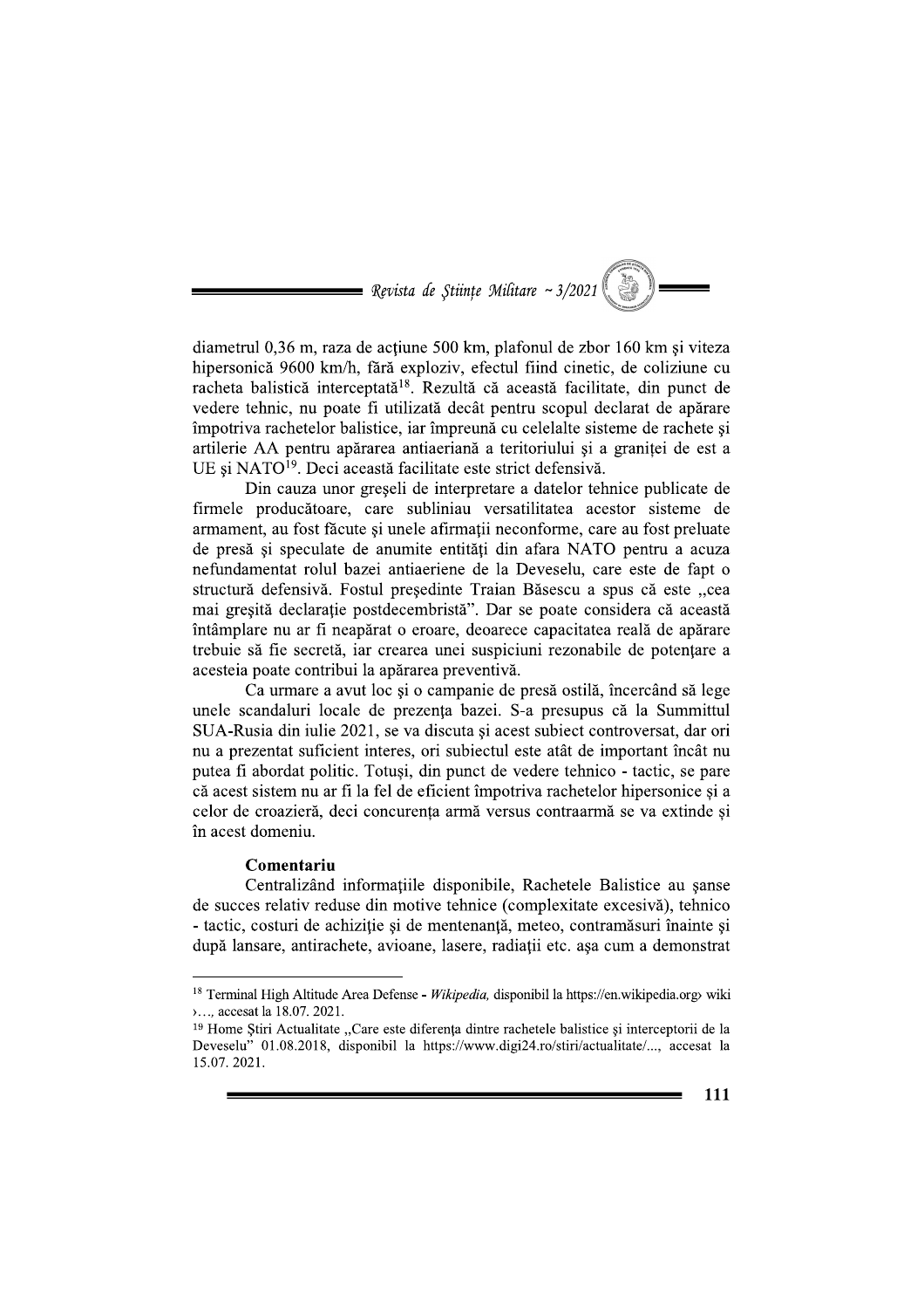diametrul 0,36 m, raza de acțiune 500 km, plafonul de zbor 160 km și viteza hipersonică 9600 km/h, fără exploziv, efectul fiind cinetic, de coliziune cu racheta balistică interceptată[18]. Rezultă că această facilitate, din punct de vedere tehnic, nu poate fi utilizată decât pentru scopul declarat de apărare împotriva rachetelor balistice, iar împreună cu celelalte sisteme de rachete și artilerie AA pentru apărarea antiaeriană a teritoriului și a graniței de est a UE și NATO[19]. Deci această facilitate este strict defensivă.

Din cauza unor greșeli de interpretare a datelor tehnice publicate de firmele producătoare, care subliniau versatilitatea acestor sisteme de armament, au fost făcute și unele afirmații neconforme, care au fost preluate de presă și speculate de anumite entități din afara NATO pentru a acuza nefundamentat rolul bazei antiaeriene de la Deveselu, care este de fapt o structură defensivă. Fostul președinte Traian Băsescu a spus că este „cea mai greșită declarație postdecembristă". Dar se poate considera că această întâmplare nu ar fi neapărat o eroare, deoarece capacitatea reală de apărare trebuie să fie secretă, iar crearea unei suspiciuni rezonabile de potențare a acesteia poate contribui la apărarea preventivă.

Ca urmare a avut loc și o campanie de presă ostilă, încercând să lege unele scandaluri locale de prezența bazei. S-a presupus că la Summittul SUA-Rusia din iulie 2021, se va discuta și acest subiect controversat, dar ori nu a prezentat suficient interes, ori subiectul este atât de important încât nu putea fi abordat politic. Totuși, din punct de vedere tehnico - tactic, se pare că acest sistem nu ar fi la fel de eficient împotriva rachetelor hipersonice și a celor de croazieră, deci concurența armă versus contraarmă se va extinde și în acest domeniu.

**Comentariu**

Centralizând informațiile disponibile, Rachetele Balistice au șanse de succes relativ reduse din motive tehnice (complexitate excesivă), tehnico - tactic, costuri de achiziție și de mentenanță, meteo, contramăsuri înainte și după lansare, antirachete, avioane, lasere, radiații etc. așa cum a demonstrat

---

[18] Terminal High Altitude Area Defense - *Wikipedia,* disponibil la https://en.wikipedia.org› wiki ›..., accesat la 18.07. 2021.

[19] Home Știri Actualitate „Care este diferența dintre rachetele balistice și interceptorii de la Deveselu" 01.08.2018, disponibil la https://www.digi24.ro/stiri/actualitate/..., accesat la 15.07. 2021.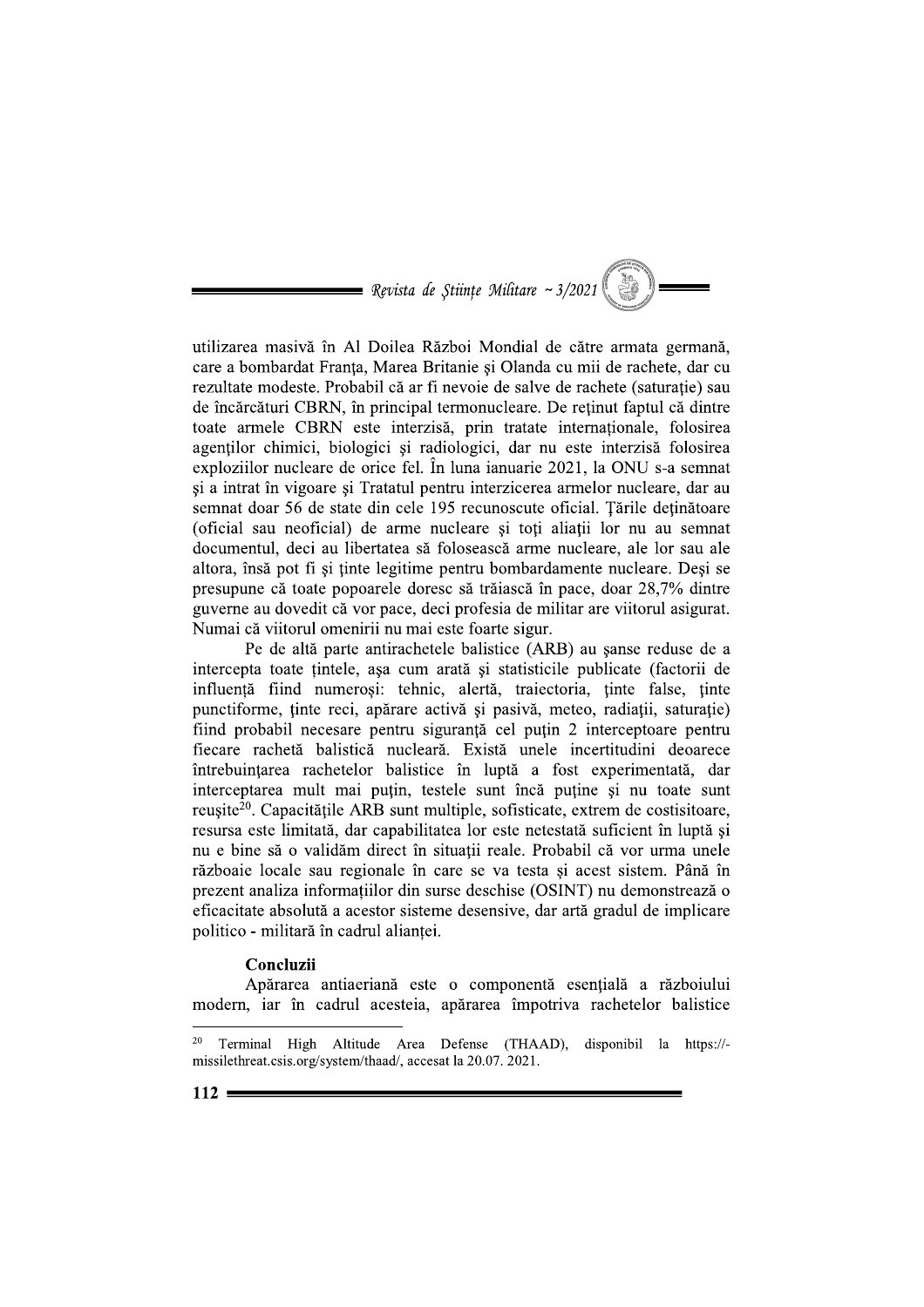utilizarea masivă în Al Doilea Război Mondial de către armata germană, care a bombardat Franța, Marea Britanie și Olanda cu mii de rachete, dar cu rezultate modeste. Probabil că ar fi nevoie de salve de rachete (saturație) sau de încărcături CBRN, în principal termonucleare. De reținut faptul că dintre toate armele CBRN este interzisă, prin tratate internaționale, folosirea agenților chimici, biologici și radiologici, dar nu este interzisă folosirea exploziilor nucleare de orice fel. În luna ianuarie 2021, la ONU s-a semnat și a intrat în vigoare și Tratatul pentru interzicerea armelor nucleare, dar au semnat doar 56 de state din cele 195 recunoscute oficial. Țările deținătoare (oficial sau neoficial) de arme nucleare și toți aliații lor nu au semnat documentul, deci au libertatea să folosească arme nucleare, ale lor sau ale altora, însă pot fi și ținte legitime pentru bombardamente nucleare. Deși se presupune că toate popoarele doresc să trăiască în pace, doar 28,7% dintre guverne au dovedit că vor pace, deci profesia de militar are viitorul asigurat. Numai că viitorul omenirii nu mai este foarte sigur.

Pe de altă parte antirachetele balistice (ARB) au șanse reduse de a intercepta toate țintele, așa cum arată și statisticile publicate (factorii de influență fiind numeroși: tehnic, alertă, traiectoria, ținte false, ținte punctiforme, ținte reci, apărare activă și pasivă, meteo, radiații, saturație) fiind probabil necesare pentru siguranță cel puțin 2 interceptoare pentru fiecare rachetă balistică nucleară. Există unele incertitudini deoarece întrebuințarea rachetelor balistice în luptă a fost experimentată, dar interceptarea mult mai puțin, testele sunt încă puține și nu toate sunt reușite[20]. Capacitățile ARB sunt multiple, sofisticate, extrem de costisitoare, resursa este limitată, dar capabilitatea lor este netestată suficient în luptă și nu e bine să o validăm direct în situații reale. Probabil că vor urma unele războaie locale sau regionale în care se va testa și acest sistem. Până în prezent analiza informațiilor din surse deschise (OSINT) nu demonstrează o eficacitate absolută a acestor sisteme desensive, dar artă gradul de implicare politico - militară în cadrul alianței.

**Concluzii**

Apărarea antiaeriană este o componentă esențială a războiului modern, iar în cadrul acesteia, apărarea împotriva rachetelor balistice

---

[20] Terminal High Altitude Area Defense (THAAD), disponibil la https://-missilethreat.csis.org/system/thaad/, accesat la 20.07. 2021.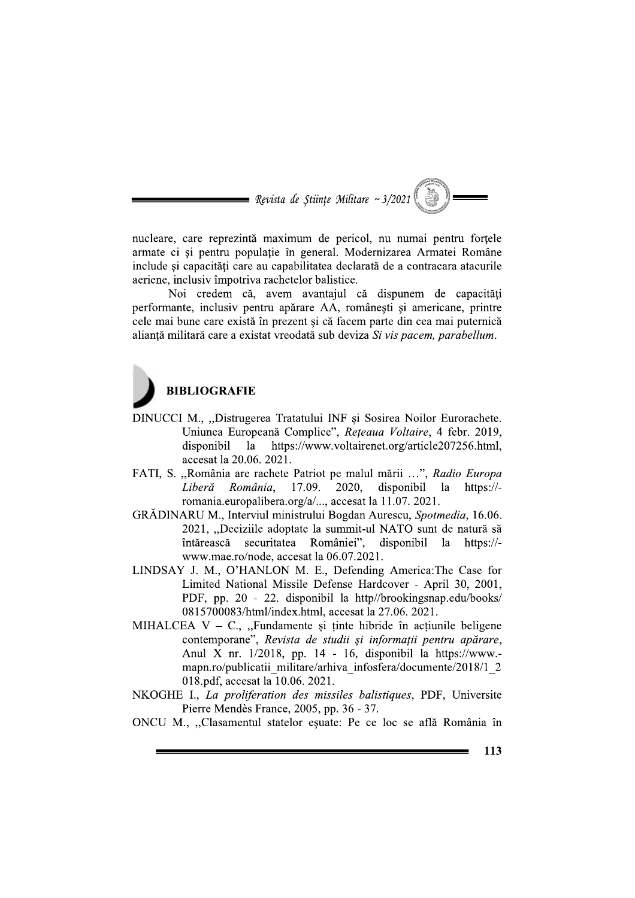nucleare, care reprezintă maximum de pericol, nu numai pentru forțele armate ci și pentru populație în general. Modernizarea Armatei Române include și capacități care au capabilitatea declarată de a contracara atacurile aeriene, inclusiv împotriva rachetelor balistice.

Noi credem că, avem avantajul că dispunem de capacități performante, inclusiv pentru apărare AA, românești și americane, printre cele mai bune care există în prezent și că facem parte din cea mai puternică alianță militară care a existat vreodată sub deviza *Si vis pacem, parabellum*.

## BIBLIOGRAFIE

DINUCCI M., „Distrugerea Tratatului INF și Sosirea Noilor Eurorachete. Uniunea Europeană Complice", *Rețeaua Voltaire*, 4 febr. 2019, disponibil la https://www.voltairenet.org/article207256.html, accesat la 20.06. 2021.

FATI, S. „România are rachete Patriot pe malul mării …", *Radio Europa Liberă România*, 17.09. 2020, disponibil la https://-romania.europalibera.org/a/..., accesat la 11.07. 2021.

GRĂDINARU M., Interviul ministrului Bogdan Aurescu, *Spotmedia*, 16.06. 2021, „Deciziile adoptate la summit-ul NATO sunt de natură să întărească securitatea României", disponibil la https://-www.mae.ro/node, accesat la 06.07.2021.

LINDSAY J. M., O'HANLON M. E., Defending America:The Case for Limited National Missile Defense Hardcover - April 30, 2001, PDF, pp. 20 - 22. disponibil la http//brookingsnap.edu/books/0815700083/html/index.html, accesat la 27.06. 2021.

MIHALCEA V – C., „Fundamente și ținte hibride în acțiunile beligene contemporane", *Revista de studii și informații pentru apărare*, Anul X nr. 1/2018, pp. 14 - 16, disponibil la https://www.-mapn.ro/publicatii_militare/arhiva_infosfera/documente/2018/1_2018.pdf, accesat la 10.06. 2021.

NKOGHE I., *La proliferation des missiles balistiques*, PDF, Universite Pierre Mendès France, 2005, pp. 36 - 37.

ONCU M., „Clasamentul statelor eșuate: Pe ce loc se află România în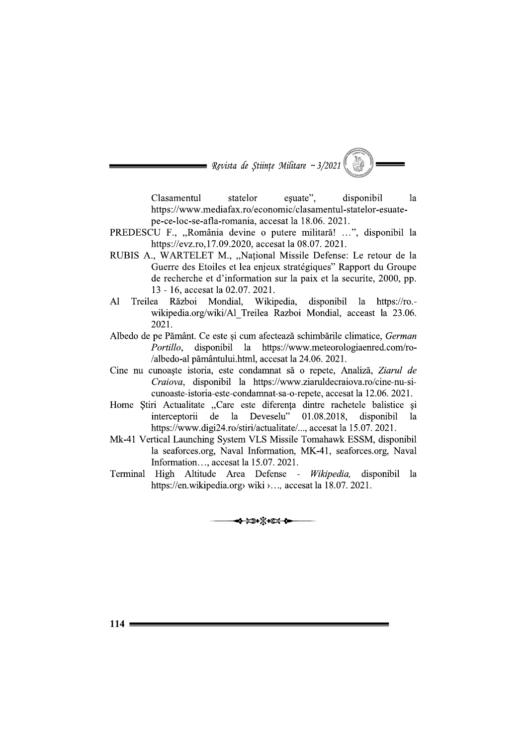Clasamentul statelor eşuate", disponibil la https://www.mediafax.ro/economic/clasamentul-statelor-esuate-pe-ce-loc-se-afla-romania, accesat la 18.06. 2021.

PREDESCU F., „România devine o putere militară! …", disponibil la https://evz.ro,17.09.2020, accesat la 08.07. 2021.

RUBIS A., WARTELET M., „Național Missile Defense: Le retour de la Guerre des Etoiles et lea enjeux stratégiques" Rapport du Groupe de recherche et d'information sur la paix et la securite, 2000, pp. 13 - 16, accesat la 02.07. 2021.

Al Treilea Război Mondial, Wikipedia, disponibil la https://ro.-wikipedia.org/wiki/Al_Treilea Razboi Mondial, acceast la 23.06. 2021.

Albedo de pe Pământ. Ce este și cum afectează schimbările climatice, *German Portillo*, disponibil la https://www.meteorologiaenred.com/ro-/albedo-al pământului.html, accesat la 24.06. 2021.

Cine nu cunoaşte istoria, este condamnat să o repete, Analiză, *Ziarul de Craiova*, disponibil la https://www.ziaruldecraiova.ro/cine-nu-si-cunoaste-istoria-este-condamnat-sa-o-repete, accesat la 12.06. 2021.

Home Ştiri Actualitate „Care este diferența dintre rachetele balistice şi interceptorii de la Deveselu" 01.08.2018, disponibil la https://www.digi24.ro/stiri/actualitate/..., accesat la 15.07. 2021.

Mk-41 Vertical Launching System VLS Missile Tomahawk ESSM, disponibil la seaforces.org, Naval Information, MK-41, seaforces.org, Naval Information…, accesat la 15.07. 2021.

Terminal High Altitude Area Defense - *Wikipedia,* disponibil la https://en.wikipedia.org› wiki ›…, accesat la 18.07. 2021.